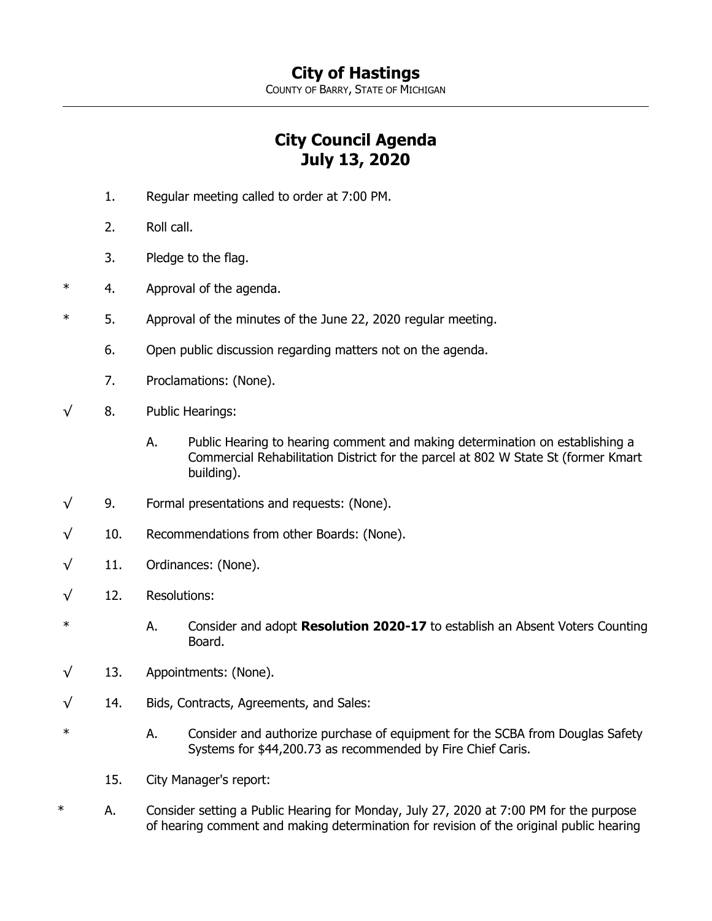# City of Hastings

COUNTY OF BARRY, STATE OF MICHIGAN

---

## City Council Agenda
## July 13, 2020

1. Regular meeting called to order at 7:00 PM.
2. Roll call.
3. Pledge to the flag.

\* 4. Approval of the agenda.

\* 5. Approval of the minutes of the June 22, 2020 regular meeting.

6. Open public discussion regarding matters not on the agenda.
7. Proclamations: (None).

√ 8. Public Hearings:

- A. Public Hearing to hearing comment and making determination on establishing a Commercial Rehabilitation District for the parcel at 802 W State St (former Kmart building).

√ 9. Formal presentations and requests: (None).

√ 10. Recommendations from other Boards: (None).

√ 11. Ordinances: (None).

√ 12. Resolutions:

\* A. Consider and adopt **Resolution 2020-17** to establish an Absent Voters Counting Board.

√ 13. Appointments: (None).

√ 14. Bids, Contracts, Agreements, and Sales:

\* A. Consider and authorize purchase of equipment for the SCBA from Douglas Safety Systems for $44,200.73 as recommended by Fire Chief Caris.

15. City Manager's report:

\* A. Consider setting a Public Hearing for Monday, July 27, 2020 at 7:00 PM for the purpose of hearing comment and making determination for revision of the original public hearing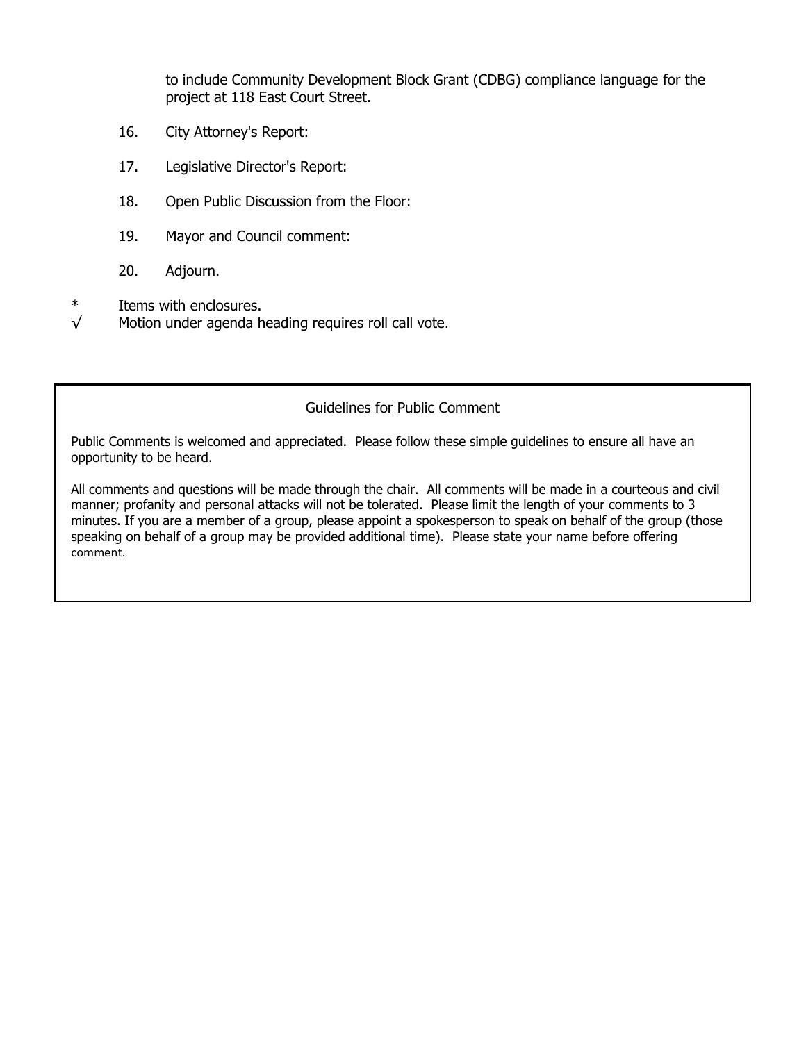to include Community Development Block Grant (CDBG) compliance language for the project at 118 East Court Street.

16. City Attorney's Report:

17. Legislative Director's Report:

18. Open Public Discussion from the Floor:

19. Mayor and Council comment:

20. Adjourn.

* Items with enclosures.
√ Motion under agenda heading requires roll call vote.

Guidelines for Public Comment

Public Comments is welcomed and appreciated. Please follow these simple guidelines to ensure all have an opportunity to be heard.

All comments and questions will be made through the chair. All comments will be made in a courteous and civil manner; profanity and personal attacks will not be tolerated. Please limit the length of your comments to 3 minutes. If you are a member of a group, please appoint a spokesperson to speak on behalf of the group (those speaking on behalf of a group may be provided additional time). Please state your name before offering comment.